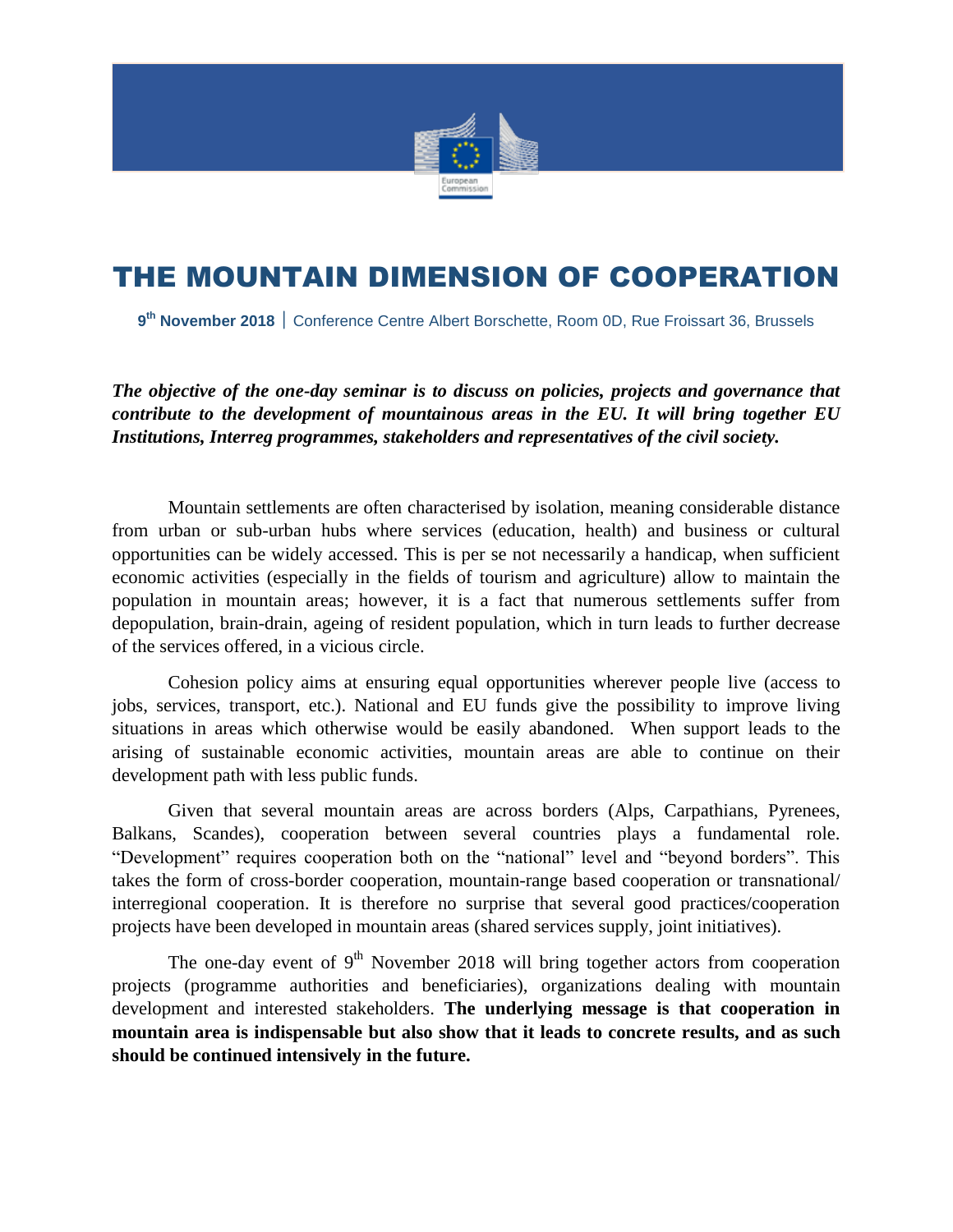# THE MOUNTAIN DIMENSION OF COOPERATION

**9th November 2018** | Conference Centre Albert Borschette, Room 0D, Rue Froissart 36, Brussels

***The objective of the one-day seminar is to discuss on policies, projects and governance that contribute to the development of mountainous areas in the EU. It will bring together EU Institutions, Interreg programmes, stakeholders and representatives of the civil society.***

Mountain settlements are often characterised by isolation, meaning considerable distance from urban or sub-urban hubs where services (education, health) and business or cultural opportunities can be widely accessed. This is per se not necessarily a handicap, when sufficient economic activities (especially in the fields of tourism and agriculture) allow to maintain the population in mountain areas; however, it is a fact that numerous settlements suffer from depopulation, brain-drain, ageing of resident population, which in turn leads to further decrease of the services offered, in a vicious circle.

Cohesion policy aims at ensuring equal opportunities wherever people live (access to jobs, services, transport, etc.). National and EU funds give the possibility to improve living situations in areas which otherwise would be easily abandoned. When support leads to the arising of sustainable economic activities, mountain areas are able to continue on their development path with less public funds.

Given that several mountain areas are across borders (Alps, Carpathians, Pyrenees, Balkans, Scandes), cooperation between several countries plays a fundamental role. "Development" requires cooperation both on the "national" level and "beyond borders". This takes the form of cross-border cooperation, mountain-range based cooperation or transnational/ interregional cooperation. It is therefore no surprise that several good practices/cooperation projects have been developed in mountain areas (shared services supply, joint initiatives).

The one-day event of 9th November 2018 will bring together actors from cooperation projects (programme authorities and beneficiaries), organizations dealing with mountain development and interested stakeholders. **The underlying message is that cooperation in mountain area is indispensable but also show that it leads to concrete results, and as such should be continued intensively in the future.**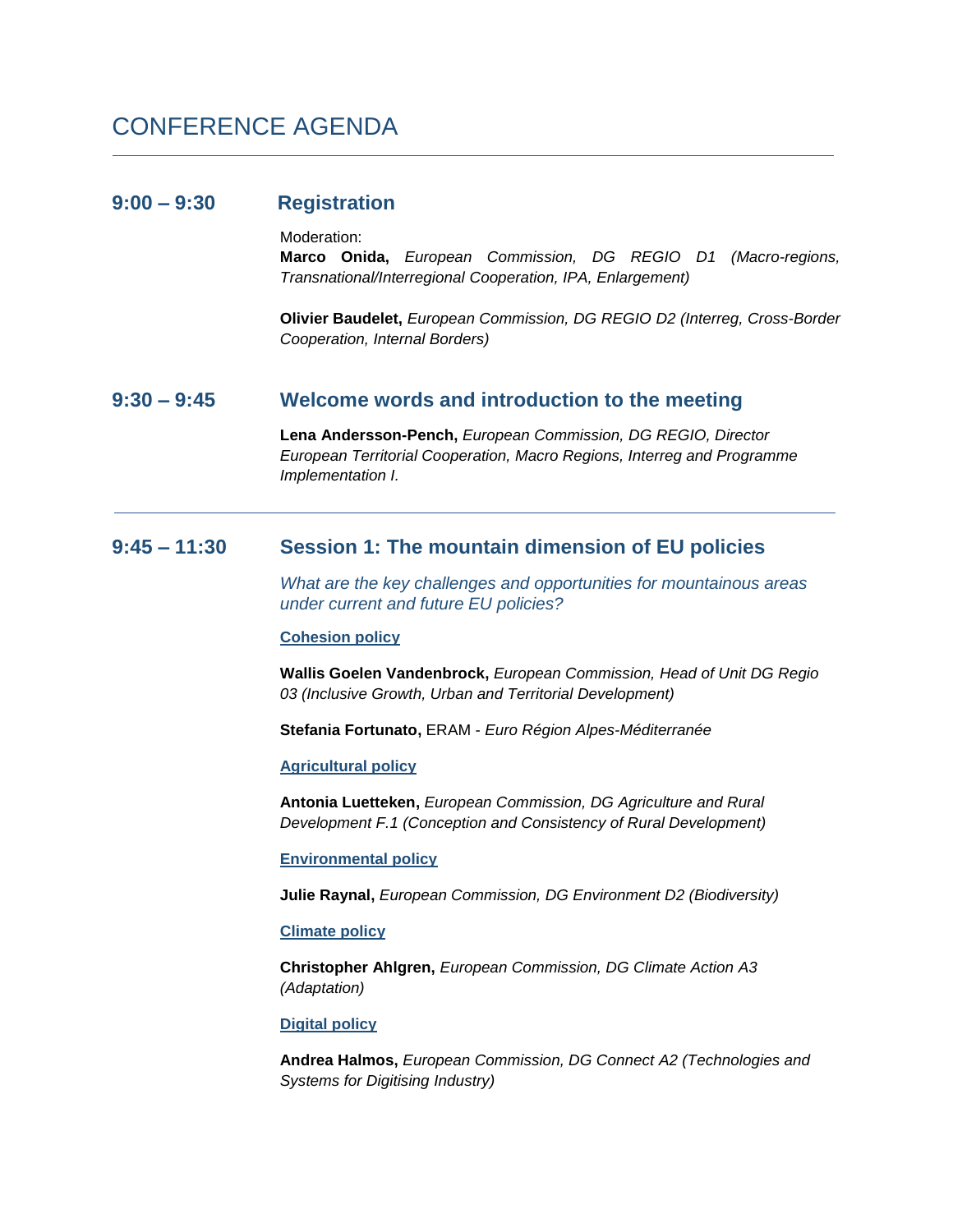# CONFERENCE AGENDA

---

## 9:00 – 9:30 Registration

Moderation:
**Marco Onida,** *European Commission, DG REGIO D1 (Macro-regions, Transnational/Interregional Cooperation, IPA, Enlargement)*

**Olivier Baudelet,** *European Commission, DG REGIO D2 (Interreg, Cross-Border Cooperation, Internal Borders)*

## 9:30 – 9:45 Welcome words and introduction to the meeting

**Lena Andersson-Pench,** *European Commission, DG REGIO, Director European Territorial Cooperation, Macro Regions, Interreg and Programme Implementation I.*

---

## 9:45 – 11:30 Session 1: The mountain dimension of EU policies

*What are the key challenges and opportunities for mountainous areas under current and future EU policies?*

**Cohesion policy**

**Wallis Goelen Vandenbrock,** *European Commission, Head of Unit DG Regio 03 (Inclusive Growth, Urban and Territorial Development)*

**Stefania Fortunato,** ERAM - *Euro Région Alpes-Méditerranée*

**Agricultural policy**

**Antonia Luetteken,** *European Commission, DG Agriculture and Rural Development F.1 (Conception and Consistency of Rural Development)*

**Environmental policy**

**Julie Raynal,** *European Commission, DG Environment D2 (Biodiversity)*

**Climate policy**

**Christopher Ahlgren,** *European Commission, DG Climate Action A3 (Adaptation)*

**Digital policy**

**Andrea Halmos,** *European Commission, DG Connect A2 (Technologies and Systems for Digitising Industry)*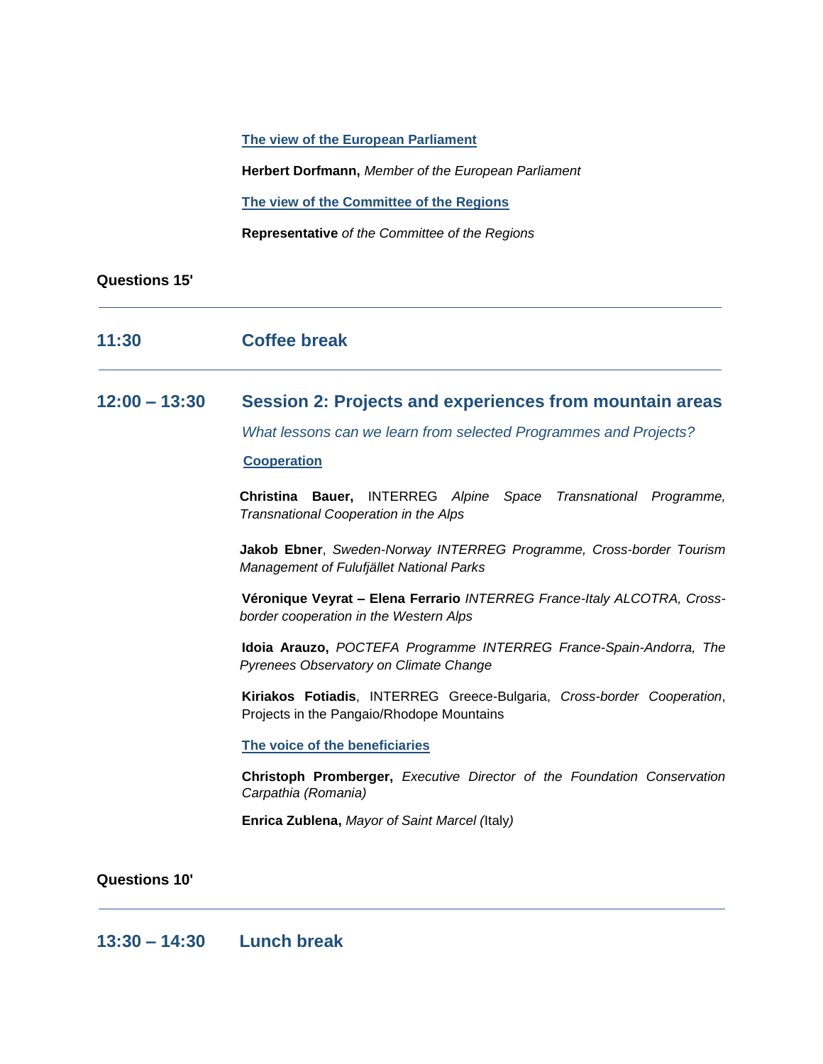**The view of the European Parliament**

**Herbert Dorfmann,** *Member of the European Parliament*

**The view of the Committee of the Regions**

**Representative** *of the Committee of the Regions*

**Questions 15'**

---

## 11:30 Coffee break

---

## 12:00 – 13:30 Session 2: Projects and experiences from mountain areas

*What lessons can we learn from selected Programmes and Projects?*

**Cooperation**

**Christina Bauer,** INTERREG *Alpine Space Transnational Programme, Transnational Cooperation in the Alps*

**Jakob Ebner**, *Sweden-Norway INTERREG Programme, Cross-border Tourism Management of Fulufjället National Parks*

**Véronique Veyrat – Elena Ferrario** *INTERREG France-Italy ALCOTRA, Cross-border cooperation in the Western Alps*

**Idoia Arauzo,** *POCTEFA Programme INTERREG France-Spain-Andorra, The Pyrenees Observatory on Climate Change*

**Kiriakos Fotiadis**, INTERREG Greece-Bulgaria, *Cross-border Cooperation*, Projects in the Pangaio/Rhodope Mountains

**The voice of the beneficiaries**

**Christoph Promberger,** *Executive Director of the Foundation Conservation Carpathia (Romania)*

**Enrica Zublena,** *Mayor of Saint Marcel (*Italy*)*

**Questions 10'**

---

## 13:30 – 14:30 Lunch break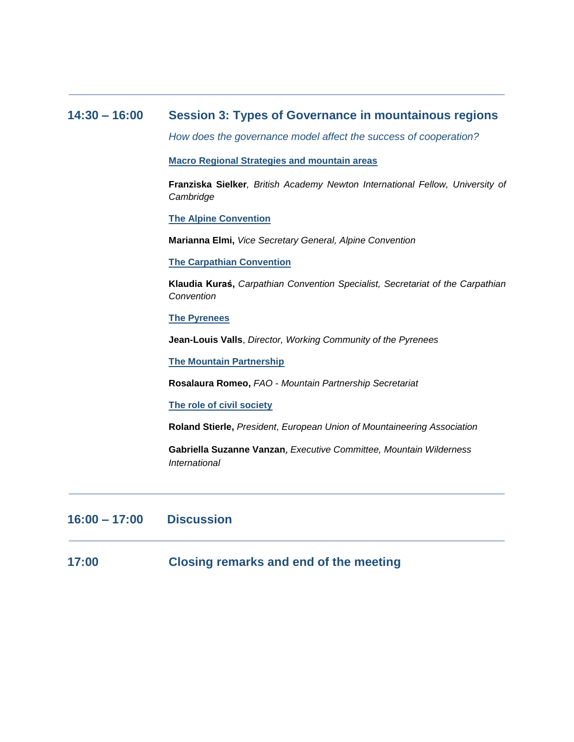---

## 14:30 – 16:00 Session 3: Types of Governance in mountainous regions

*How does the governance model affect the success of cooperation?*

**Macro Regional Strategies and mountain areas**

**Franziska Sielker***, British Academy Newton International Fellow, University of Cambridge*

**The Alpine Convention**

**Marianna Elmi,** *Vice Secretary General, Alpine Convention*

**The Carpathian Convention**

**Klaudia Kuraś,** *Carpathian Convention Specialist, Secretariat of the Carpathian Convention*

**The Pyrenees**

**Jean-Louis Valls**, *Director, Working Community of the Pyrenees*

**The Mountain Partnership**

**Rosalaura Romeo,** *FAO - Mountain Partnership Secretariat*

**The role of civil society**

**Roland Stierle,** *President*, *European Union of Mountaineering Association*

**Gabriella Suzanne Vanzan***, Executive Committee, Mountain Wilderness International*

---

## 16:00 – 17:00 Discussion

---

## 17:00 Closing remarks and end of the meeting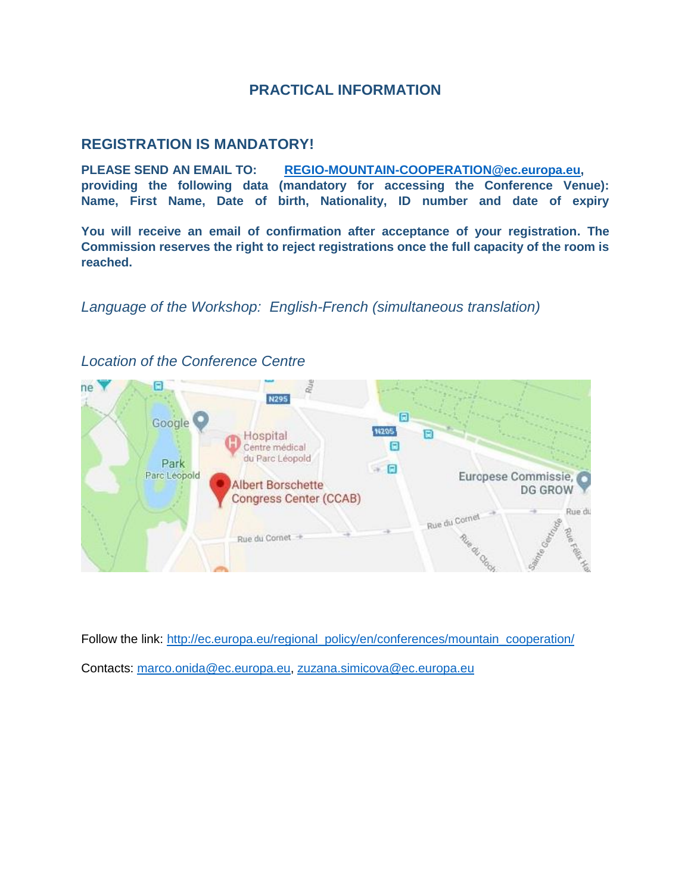# PRACTICAL INFORMATION

## REGISTRATION IS MANDATORY!

**PLEASE SEND AN EMAIL TO: REGIO-MOUNTAIN-COOPERATION@ec.europa.eu, providing the following data (mandatory for accessing the Conference Venue): Name, First Name, Date of birth, Nationality, ID number and date of expiry**

**You will receive an email of confirmation after acceptance of your registration. The Commission reserves the right to reject registrations once the full capacity of the room is reached.**

*Language of the Workshop: English-French (simultaneous translation)*

*Location of the Conference Centre*

Google
Park
Parc Léopold
Hospital
Centre médical du Parc Léopold
Albert Borschette Congress Center (CCAB)
N295
N295
Europese Commissie, DG GROW
Rue du Cornet
Rue du Cornet
Rue du Cornet
Rue du Cloch
Sainte Gertrude
Rue Félix Ha

Follow the link: http://ec.europa.eu/regional_policy/en/conferences/mountain_cooperation/

Contacts: marco.onida@ec.europa.eu, zuzana.simicova@ec.europa.eu